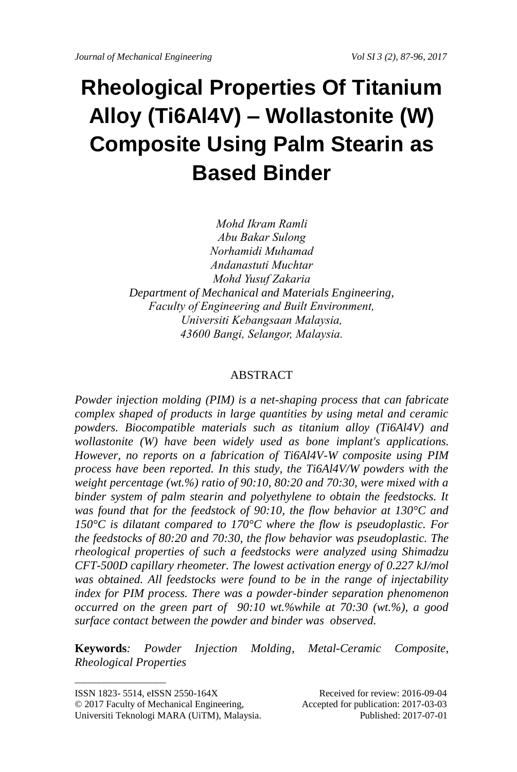# Rheological Properties Of Titanium Alloy (Ti6Al4V) – Wollastonite (W) Composite Using Palm Stearin as Based Binder

*Mohd Ikram Ramli*
*Abu Bakar Sulong*
*Norhamidi Muhamad*
*Andanastuti Muchtar*
*Mohd Yusuf Zakaria*
*Department of Mechanical and Materials Engineering,*
*Faculty of Engineering and Built Environment,*
*Universiti Kebangsaan Malaysia,*
*43600 Bangi, Selangor, Malaysia.*

## ABSTRACT

*Powder injection molding (PIM) is a net-shaping process that can fabricate complex shaped of products in large quantities by using metal and ceramic powders. Biocompatible materials such as titanium alloy (Ti6Al4V) and wollastonite (W) have been widely used as bone implant's applications. However, no reports on a fabrication of Ti6Al4V-W composite using PIM process have been reported. In this study, the Ti6Al4V/W powders with the weight percentage (wt.%) ratio of 90:10, 80:20 and 70:30, were mixed with a binder system of palm stearin and polyethylene to obtain the feedstocks. It was found that for the feedstock of 90:10, the flow behavior at 130°C and 150°C is dilatant compared to 170°C where the flow is pseudoplastic. For the feedstocks of 80:20 and 70:30, the flow behavior was pseudoplastic. The rheological properties of such a feedstocks were analyzed using Shimadzu CFT-500D capillary rheometer. The lowest activation energy of 0.227 kJ/mol was obtained. All feedstocks were found to be in the range of injectability index for PIM process. There was a powder-binder separation phenomenon occurred on the green part of 90:10 wt.%while at 70:30 (wt.%), a good surface contact between the powder and binder was observed.*

**Keywords**: *Powder Injection Molding, Metal-Ceramic Composite, Rheological Properties*

---

ISSN 1823- 5514, eISSN 2550-164X
© 2017 Faculty of Mechanical Engineering,
Universiti Teknologi MARA (UiTM), Malaysia.

Received for review: 2016-09-04
Accepted for publication: 2017-03-03
Published: 2017-07-01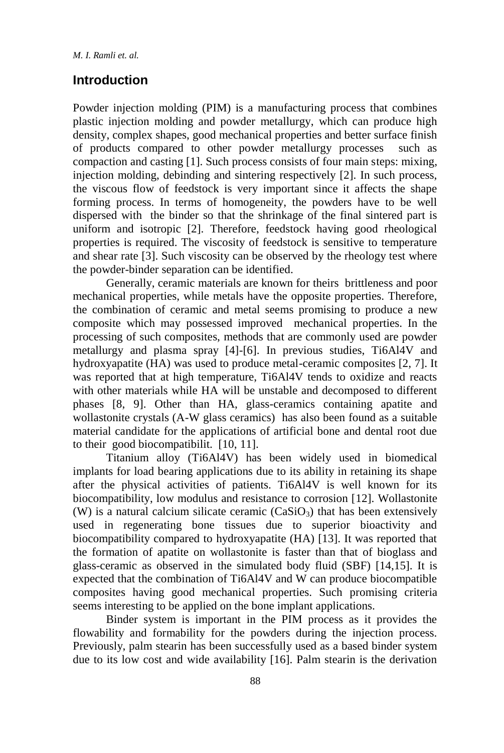## Introduction

Powder injection molding (PIM) is a manufacturing process that combines plastic injection molding and powder metallurgy, which can produce high density, complex shapes, good mechanical properties and better surface finish of products compared to other powder metallurgy processes such as compaction and casting [1]. Such process consists of four main steps: mixing, injection molding, debinding and sintering respectively [2]. In such process, the viscous flow of feedstock is very important since it affects the shape forming process. In terms of homogeneity, the powders have to be well dispersed with the binder so that the shrinkage of the final sintered part is uniform and isotropic [2]. Therefore, feedstock having good rheological properties is required. The viscosity of feedstock is sensitive to temperature and shear rate [3]. Such viscosity can be observed by the rheology test where the powder-binder separation can be identified.

Generally, ceramic materials are known for theirs brittleness and poor mechanical properties, while metals have the opposite properties. Therefore, the combination of ceramic and metal seems promising to produce a new composite which may possessed improved mechanical properties. In the processing of such composites, methods that are commonly used are powder metallurgy and plasma spray [4]-[6]. In previous studies, Ti6Al4V and hydroxyapatite (HA) was used to produce metal-ceramic composites [2, 7]. It was reported that at high temperature, Ti6Al4V tends to oxidize and reacts with other materials while HA will be unstable and decomposed to different phases [8, 9]. Other than HA, glass-ceramics containing apatite and wollastonite crystals (A-W glass ceramics) has also been found as a suitable material candidate for the applications of artificial bone and dental root due to their good biocompatibilit. [10, 11].

Titanium alloy (Ti6Al4V) has been widely used in biomedical implants for load bearing applications due to its ability in retaining its shape after the physical activities of patients. Ti6Al4V is well known for its biocompatibility, low modulus and resistance to corrosion [12]. Wollastonite (W) is a natural calcium silicate ceramic ($CaSiO_3$) that has been extensively used in regenerating bone tissues due to superior bioactivity and biocompatibility compared to hydroxyapatite (HA) [13]. It was reported that the formation of apatite on wollastonite is faster than that of bioglass and glass-ceramic as observed in the simulated body fluid (SBF) [14,15]. It is expected that the combination of Ti6Al4V and W can produce biocompatible composites having good mechanical properties. Such promising criteria seems interesting to be applied on the bone implant applications.

Binder system is important in the PIM process as it provides the flowability and formability for the powders during the injection process. Previously, palm stearin has been successfully used as a based binder system due to its low cost and wide availability [16]. Palm stearin is the derivation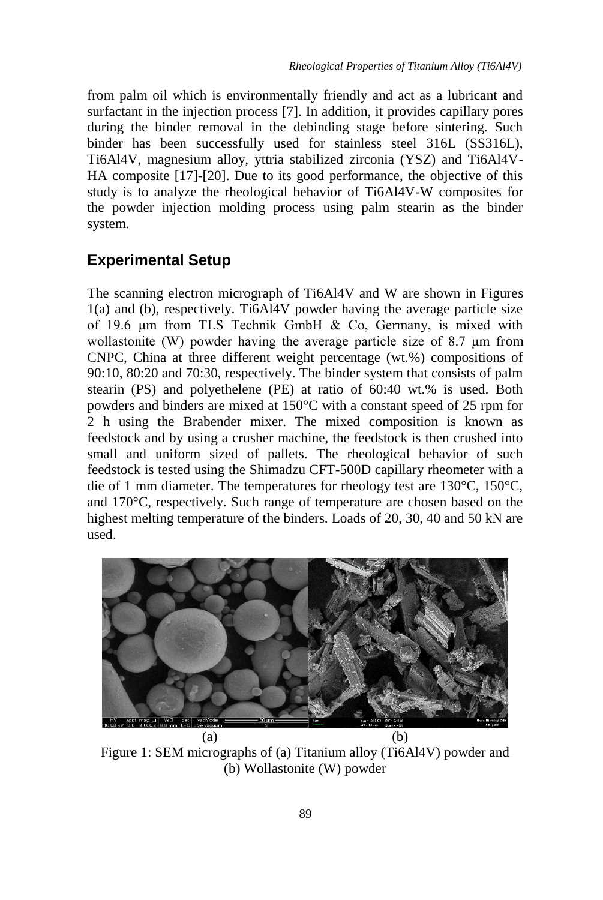from palm oil which is environmentally friendly and act as a lubricant and surfactant in the injection process [7]. In addition, it provides capillary pores during the binder removal in the debinding stage before sintering. Such binder has been successfully used for stainless steel 316L (SS316L), Ti6Al4V, magnesium alloy, yttria stabilized zirconia (YSZ) and Ti6Al4V-HA composite [17]-[20]. Due to its good performance, the objective of this study is to analyze the rheological behavior of Ti6Al4V-W composites for the powder injection molding process using palm stearin as the binder system.

## Experimental Setup

The scanning electron micrograph of Ti6Al4V and W are shown in Figures 1(a) and (b), respectively. Ti6Al4V powder having the average particle size of 19.6 μm from TLS Technik GmbH & Co, Germany, is mixed with wollastonite (W) powder having the average particle size of 8.7 μm from CNPC, China at three different weight percentage (wt.%) compositions of 90:10, 80:20 and 70:30, respectively. The binder system that consists of palm stearin (PS) and polyethelene (PE) at ratio of 60:40 wt.% is used. Both powders and binders are mixed at 150°C with a constant speed of 25 rpm for 2 h using the Brabender mixer. The mixed composition is known as feedstock and by using a crusher machine, the feedstock is then crushed into small and uniform sized of pallets. The rheological behavior of such feedstock is tested using the Shimadzu CFT-500D capillary rheometer with a die of 1 mm diameter. The temperatures for rheology test are 130°C, 150°C, and 170°C, respectively. Such range of temperature are chosen based on the highest melting temperature of the binders. Loads of 20, 30, 40 and 50 kN are used.

(a) (b)

Figure 1: SEM micrographs of (a) Titanium alloy (Ti6Al4V) powder and (b) Wollastonite (W) powder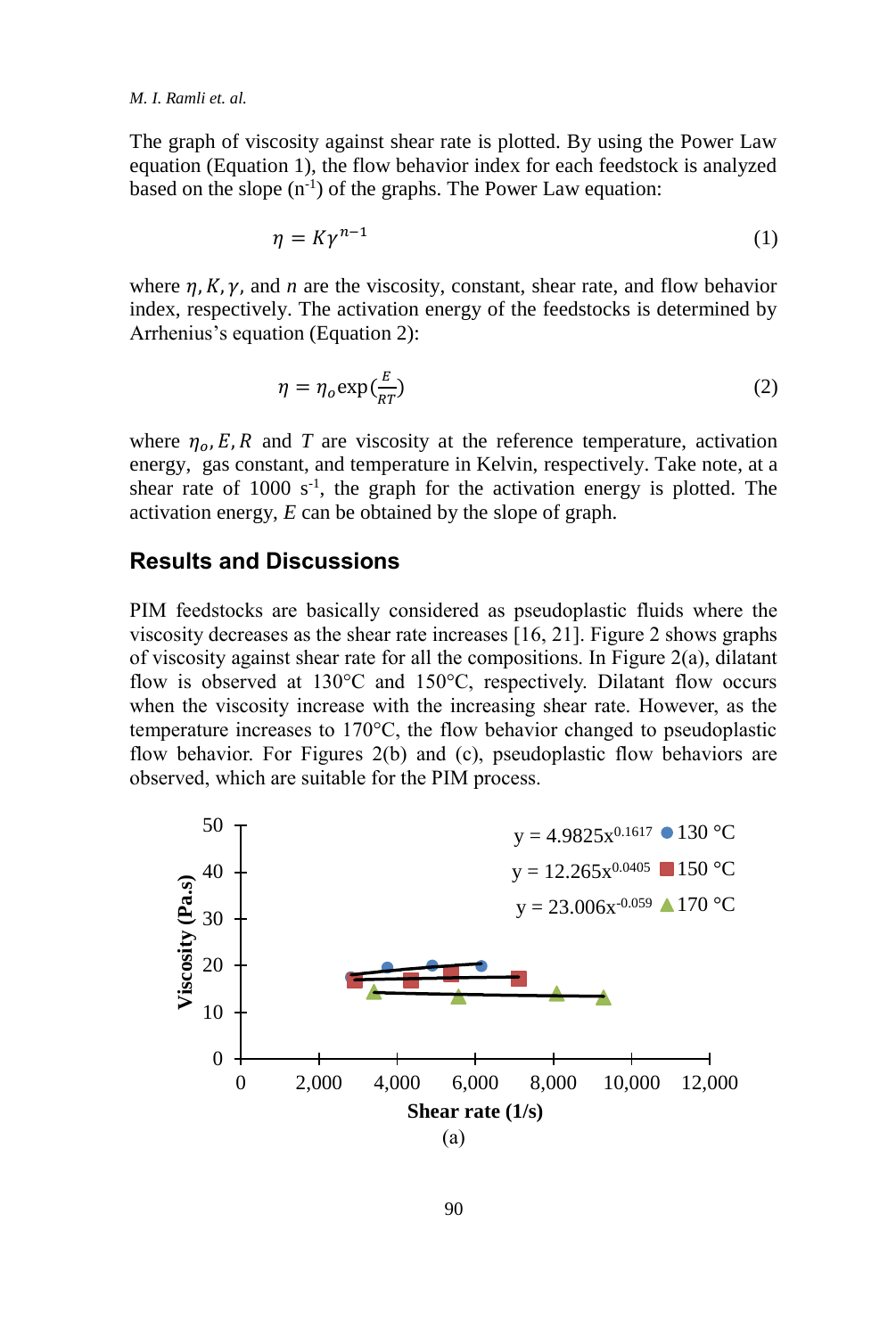The graph of viscosity against shear rate is plotted. By using the Power Law equation (Equation 1), the flow behavior index for each feedstock is analyzed based on the slope ($n^{-1}$) of the graphs. The Power Law equation:

$$\eta = K\gamma^{n-1} \tag{1}$$

where $\eta, K, \gamma,$ and $n$ are the viscosity, constant, shear rate, and flow behavior index, respectively. The activation energy of the feedstocks is determined by Arrhenius's equation (Equation 2):

$$\eta = \eta_o \exp\left(\frac{E}{RT}\right) \tag{2}$$

where $\eta_o, E, R$ and $T$ are viscosity at the reference temperature, activation energy, gas constant, and temperature in Kelvin, respectively. Take note, at a shear rate of 1000 $s^{-1}$, the graph for the activation energy is plotted. The activation energy, $E$ can be obtained by the slope of graph.

## Results and Discussions

PIM feedstocks are basically considered as pseudoplastic fluids where the viscosity decreases as the shear rate increases [16, 21]. Figure 2 shows graphs of viscosity against shear rate for all the compositions. In Figure 2(a), dilatant flow is observed at 130°C and 150°C, respectively. Dilatant flow occurs when the viscosity increase with the increasing shear rate. However, as the temperature increases to 170°C, the flow behavior changed to pseudoplastic flow behavior. For Figures 2(b) and (c), pseudoplastic flow behaviors are observed, which are suitable for the PIM process.

(a)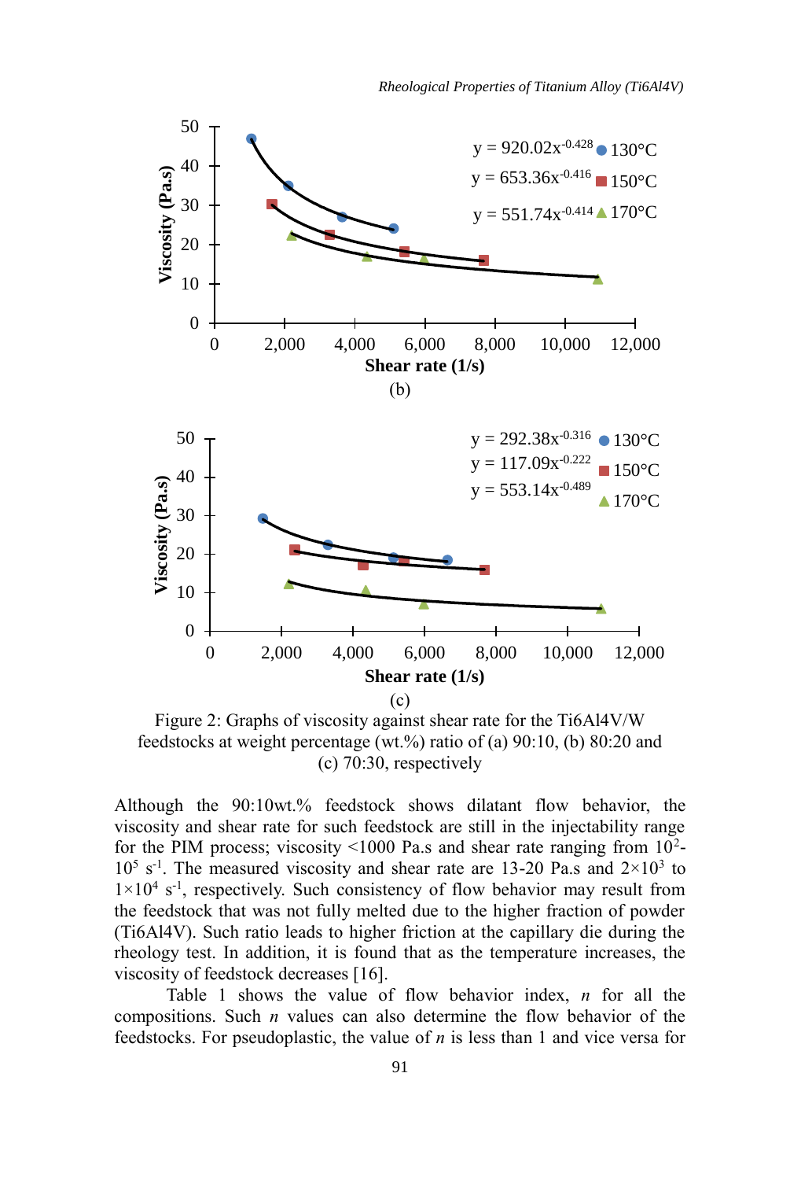Figure 2: Graphs of viscosity against shear rate for the Ti6Al4V/W feedstocks at weight percentage (wt.%) ratio of (a) 90:10, (b) 80:20 and (c) 70:30, respectively

Although the 90:10wt.% feedstock shows dilatant flow behavior, the viscosity and shear rate for such feedstock are still in the injectability range for the PIM process; viscosity <1000 Pa.s and shear rate ranging from $10^2$-$10^5$ $s^{-1}$. The measured viscosity and shear rate are 13-20 Pa.s and $2\times10^3$ to $1\times10^4$ $s^{-1}$, respectively. Such consistency of flow behavior may result from the feedstock that was not fully melted due to the higher fraction of powder (Ti6Al4V). Such ratio leads to higher friction at the capillary die during the rheology test. In addition, it is found that as the temperature increases, the viscosity of feedstock decreases [16].

Table 1 shows the value of flow behavior index, $n$ for all the compositions. Such $n$ values can also determine the flow behavior of the feedstocks. For pseudoplastic, the value of $n$ is less than 1 and vice versa for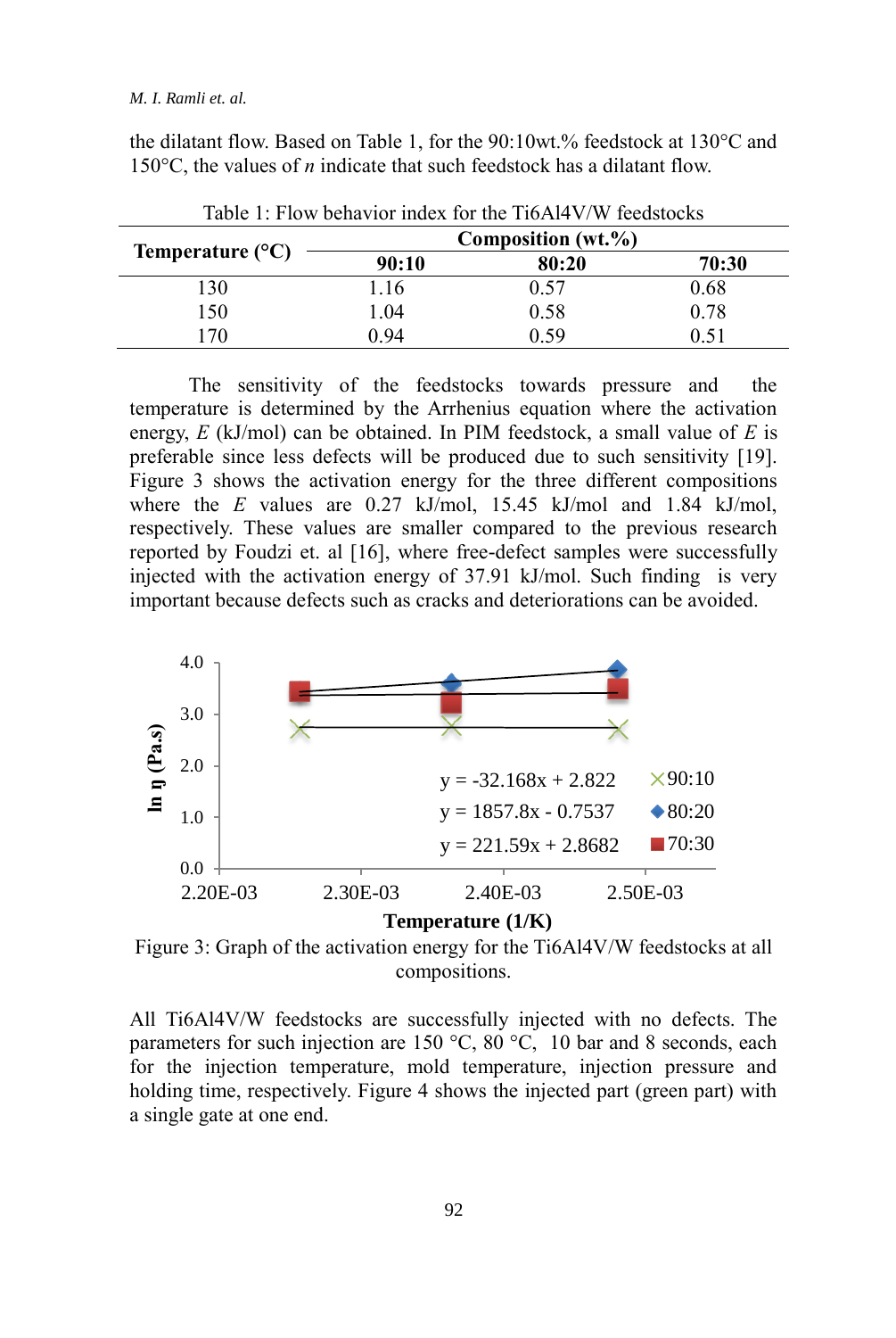the dilatant flow. Based on Table 1, for the 90:10wt.% feedstock at 130°C and 150°C, the values of *n* indicate that such feedstock has a dilatant flow.

Table 1: Flow behavior index for the Ti6Al4V/W feedstocks

| Temperature (°C) | Composition (wt.%) | | |
|---|---|---|---|
| | 90:10 | 80:20 | 70:30 |
| 130 | 1.16 | 0.57 | 0.68 |
| 150 | 1.04 | 0.58 | 0.78 |
| 170 | 0.94 | 0.59 | 0.51 |

The sensitivity of the feedstocks towards pressure and the temperature is determined by the Arrhenius equation where the activation energy, *E* (kJ/mol) can be obtained. In PIM feedstock, a small value of *E* is preferable since less defects will be produced due to such sensitivity [19]. Figure 3 shows the activation energy for the three different compositions where the *E* values are 0.27 kJ/mol, 15.45 kJ/mol and 1.84 kJ/mol, respectively. These values are smaller compared to the previous research reported by Foudzi et. al [16], where free-defect samples were successfully injected with the activation energy of 37.91 kJ/mol. Such finding is very important because defects such as cracks and deteriorations can be avoided.

Figure 3: Graph of the activation energy for the Ti6Al4V/W feedstocks at all compositions.

All Ti6Al4V/W feedstocks are successfully injected with no defects. The parameters for such injection are 150 °C, 80 °C, 10 bar and 8 seconds, each for the injection temperature, mold temperature, injection pressure and holding time, respectively. Figure 4 shows the injected part (green part) with a single gate at one end.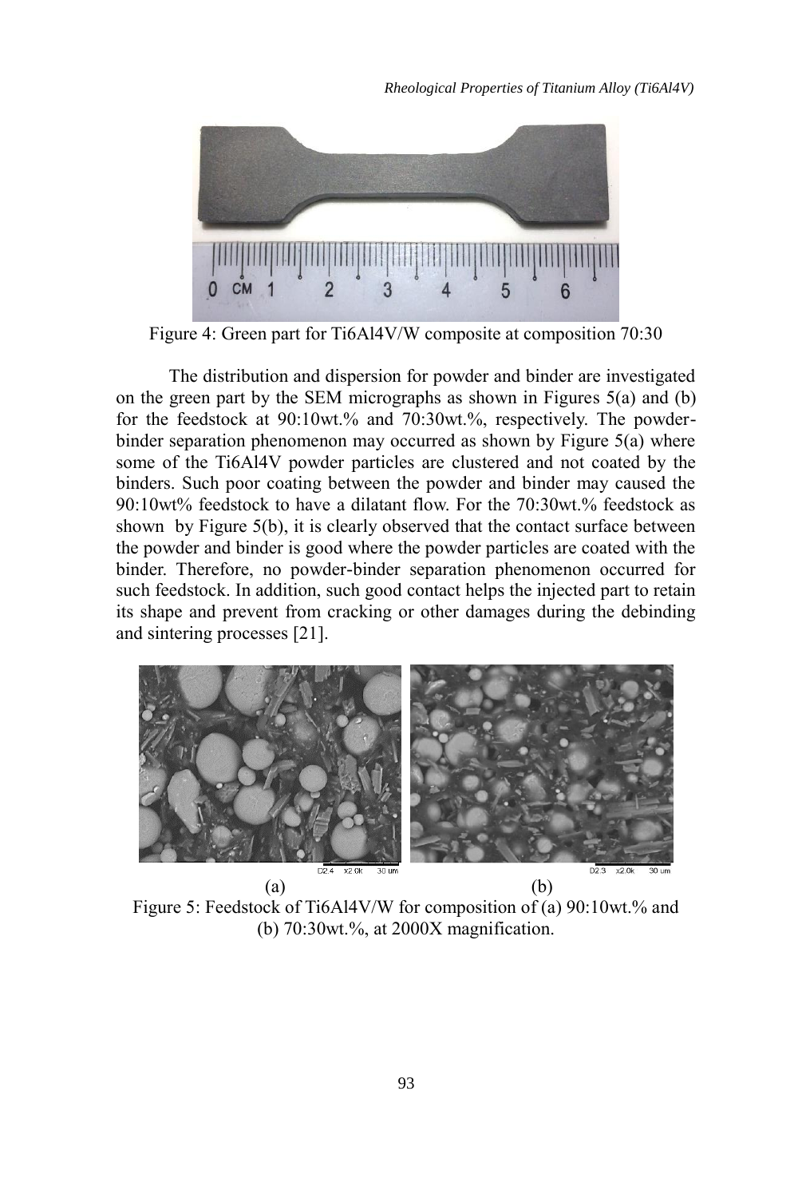Figure 4: Green part for Ti6Al4V/W composite at composition 70:30

The distribution and dispersion for powder and binder are investigated on the green part by the SEM micrographs as shown in Figures 5(a) and (b) for the feedstock at 90:10wt.% and 70:30wt.%, respectively. The powder-binder separation phenomenon may occurred as shown by Figure 5(a) where some of the Ti6Al4V powder particles are clustered and not coated by the binders. Such poor coating between the powder and binder may caused the 90:10wt% feedstock to have a dilatant flow. For the 70:30wt.% feedstock as shown by Figure 5(b), it is clearly observed that the contact surface between the powder and binder is good where the powder particles are coated with the binder. Therefore, no powder-binder separation phenomenon occurred for such feedstock. In addition, such good contact helps the injected part to retain its shape and prevent from cracking or other damages during the debinding and sintering processes [21].

(a) (b)

Figure 5: Feedstock of Ti6Al4V/W for composition of (a) 90:10wt.% and (b) 70:30wt.%, at 2000X magnification.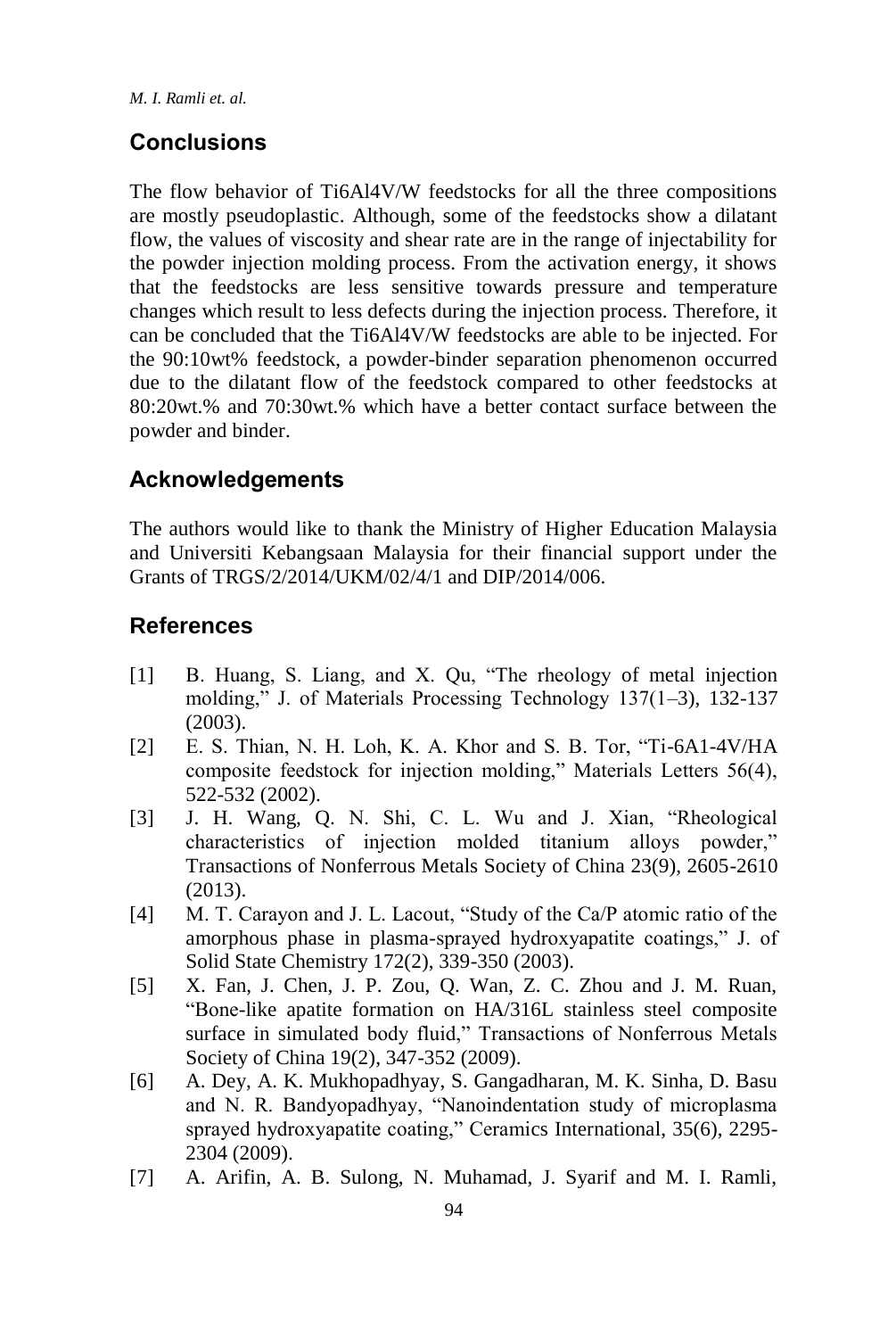## Conclusions

The flow behavior of Ti6Al4V/W feedstocks for all the three compositions are mostly pseudoplastic. Although, some of the feedstocks show a dilatant flow, the values of viscosity and shear rate are in the range of injectability for the powder injection molding process. From the activation energy, it shows that the feedstocks are less sensitive towards pressure and temperature changes which result to less defects during the injection process. Therefore, it can be concluded that the Ti6Al4V/W feedstocks are able to be injected. For the 90:10wt% feedstock, a powder-binder separation phenomenon occurred due to the dilatant flow of the feedstock compared to other feedstocks at 80:20wt.% and 70:30wt.% which have a better contact surface between the powder and binder.

## Acknowledgements

The authors would like to thank the Ministry of Higher Education Malaysia and Universiti Kebangsaan Malaysia for their financial support under the Grants of TRGS/2/2014/UKM/02/4/1 and DIP/2014/006.

## References

[1] B. Huang, S. Liang, and X. Qu, "The rheology of metal injection molding," J. of Materials Processing Technology 137(1–3), 132-137 (2003).

[2] E. S. Thian, N. H. Loh, K. A. Khor and S. B. Tor, "Ti-6A1-4V/HA composite feedstock for injection molding," Materials Letters 56(4), 522-532 (2002).

[3] J. H. Wang, Q. N. Shi, C. L. Wu and J. Xian, "Rheological characteristics of injection molded titanium alloys powder," Transactions of Nonferrous Metals Society of China 23(9), 2605-2610 (2013).

[4] M. T. Carayon and J. L. Lacout, "Study of the Ca/P atomic ratio of the amorphous phase in plasma-sprayed hydroxyapatite coatings," J. of Solid State Chemistry 172(2), 339-350 (2003).

[5] X. Fan, J. Chen, J. P. Zou, Q. Wan, Z. C. Zhou and J. M. Ruan, "Bone-like apatite formation on HA/316L stainless steel composite surface in simulated body fluid," Transactions of Nonferrous Metals Society of China 19(2), 347-352 (2009).

[6] A. Dey, A. K. Mukhopadhyay, S. Gangadharan, M. K. Sinha, D. Basu and N. R. Bandyopadhyay, "Nanoindentation study of microplasma sprayed hydroxyapatite coating," Ceramics International, 35(6), 2295-2304 (2009).

[7] A. Arifin, A. B. Sulong, N. Muhamad, J. Syarif and M. I. Ramli,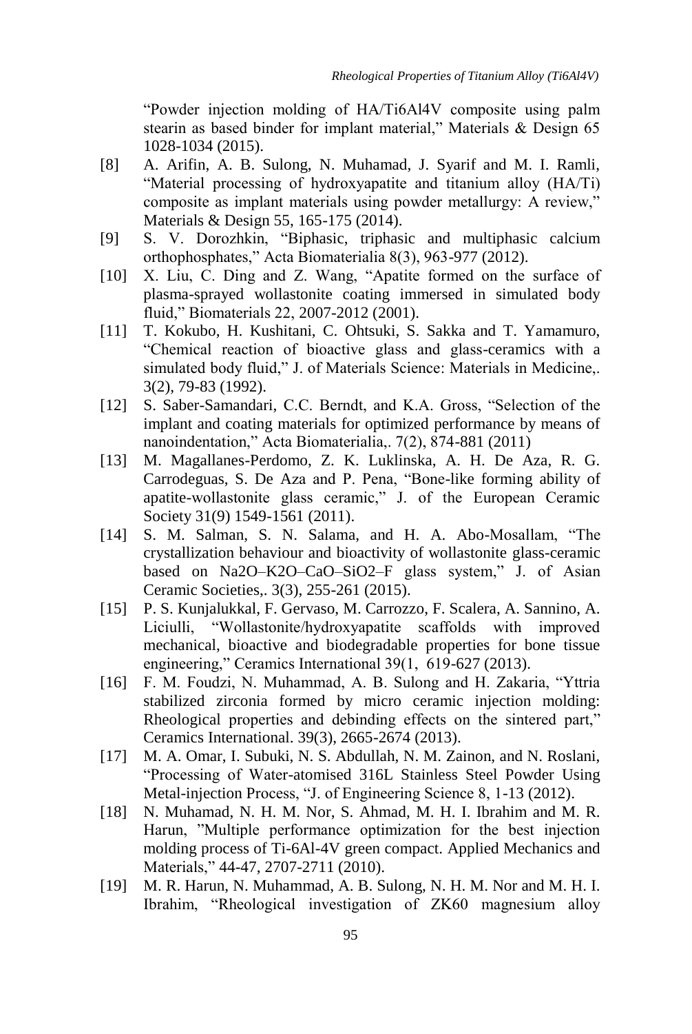"Powder injection molding of HA/Ti6Al4V composite using palm stearin as based binder for implant material," Materials & Design 65 1028-1034 (2015).

[8] A. Arifin, A. B. Sulong, N. Muhamad, J. Syarif and M. I. Ramli, "Material processing of hydroxyapatite and titanium alloy (HA/Ti) composite as implant materials using powder metallurgy: A review," Materials & Design 55, 165-175 (2014).

[9] S. V. Dorozhkin, "Biphasic, triphasic and multiphasic calcium orthophosphates," Acta Biomaterialia 8(3), 963-977 (2012).

[10] X. Liu, C. Ding and Z. Wang, "Apatite formed on the surface of plasma-sprayed wollastonite coating immersed in simulated body fluid," Biomaterials 22, 2007-2012 (2001).

[11] T. Kokubo, H. Kushitani, C. Ohtsuki, S. Sakka and T. Yamamuro, "Chemical reaction of bioactive glass and glass-ceramics with a simulated body fluid," J. of Materials Science: Materials in Medicine,. 3(2), 79-83 (1992).

[12] S. Saber-Samandari, C.C. Berndt, and K.A. Gross, "Selection of the implant and coating materials for optimized performance by means of nanoindentation," Acta Biomaterialia,. 7(2), 874-881 (2011)

[13] M. Magallanes-Perdomo, Z. K. Luklinska, A. H. De Aza, R. G. Carrodeguas, S. De Aza and P. Pena, "Bone-like forming ability of apatite-wollastonite glass ceramic," J. of the European Ceramic Society 31(9) 1549-1561 (2011).

[14] S. M. Salman, S. N. Salama, and H. A. Abo-Mosallam, "The crystallization behaviour and bioactivity of wollastonite glass-ceramic based on Na2O–K2O–CaO–SiO2–F glass system," J. of Asian Ceramic Societies,. 3(3), 255-261 (2015).

[15] P. S. Kunjalukkal, F. Gervaso, M. Carrozzo, F. Scalera, A. Sannino, A. Liciulli, "Wollastonite/hydroxyapatite scaffolds with improved mechanical, bioactive and biodegradable properties for bone tissue engineering," Ceramics International 39(1, 619-627 (2013).

[16] F. M. Foudzi, N. Muhammad, A. B. Sulong and H. Zakaria, "Yttria stabilized zirconia formed by micro ceramic injection molding: Rheological properties and debinding effects on the sintered part," Ceramics International. 39(3), 2665-2674 (2013).

[17] M. A. Omar, I. Subuki, N. S. Abdullah, N. M. Zainon, and N. Roslani, "Processing of Water-atomised 316L Stainless Steel Powder Using Metal-injection Process, "J. of Engineering Science 8, 1-13 (2012).

[18] N. Muhamad, N. H. M. Nor, S. Ahmad, M. H. I. Ibrahim and M. R. Harun, "Multiple performance optimization for the best injection molding process of Ti-6Al-4V green compact. Applied Mechanics and Materials," 44-47, 2707-2711 (2010).

[19] M. R. Harun, N. Muhammad, A. B. Sulong, N. H. M. Nor and M. H. I. Ibrahim, "Rheological investigation of ZK60 magnesium alloy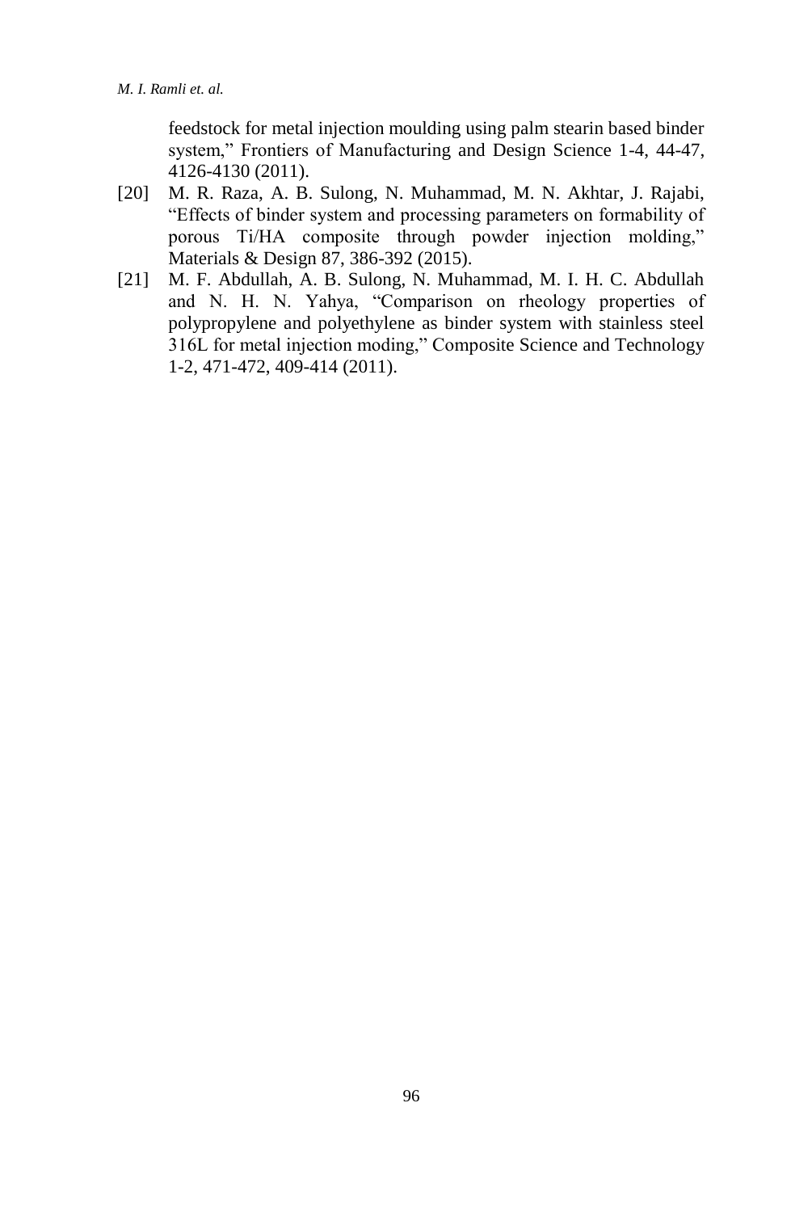feedstock for metal injection moulding using palm stearin based binder system," Frontiers of Manufacturing and Design Science 1-4, 44-47, 4126-4130 (2011).

[20] M. R. Raza, A. B. Sulong, N. Muhammad, M. N. Akhtar, J. Rajabi, "Effects of binder system and processing parameters on formability of porous Ti/HA composite through powder injection molding," Materials & Design 87, 386-392 (2015).

[21] M. F. Abdullah, A. B. Sulong, N. Muhammad, M. I. H. C. Abdullah and N. H. N. Yahya, "Comparison on rheology properties of polypropylene and polyethylene as binder system with stainless steel 316L for metal injection moding," Composite Science and Technology 1-2, 471-472, 409-414 (2011).